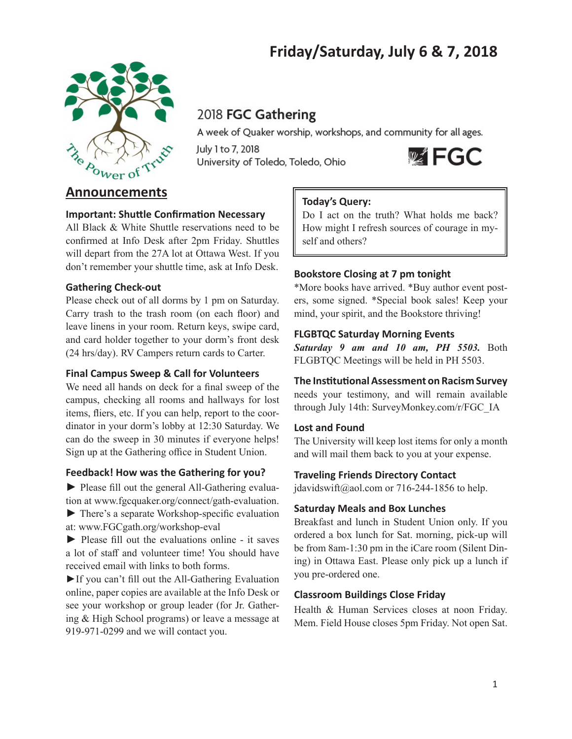# Friday/Saturday, July 6 & 7, 2018

The Power of Truth

2018 **FGC Gathering**

A week of Quaker worship, workshops, and community for all ages.

July 1 to 7, 2018
University of Toledo, Toledo, Ohio

FGC

## Announcements

### Important: Shuttle Confirmation Necessary

All Black & White Shuttle reservations need to be confirmed at Info Desk after 2pm Friday. Shuttles will depart from the 27A lot at Ottawa West. If you don't remember your shuttle time, ask at Info Desk.

### Gathering Check-out

Please check out of all dorms by 1 pm on Saturday. Carry trash to the trash room (on each floor) and leave linens in your room. Return keys, swipe card, and card holder together to your dorm's front desk (24 hrs/day). RV Campers return cards to Carter.

### Final Campus Sweep & Call for Volunteers

We need all hands on deck for a final sweep of the campus, checking all rooms and hallways for lost items, fliers, etc. If you can help, report to the coordinator in your dorm's lobby at 12:30 Saturday. We can do the sweep in 30 minutes if everyone helps! Sign up at the Gathering office in Student Union.

### Feedback! How was the Gathering for you?

► Please fill out the general All-Gathering evaluation at www.fgcquaker.org/connect/gath-evaluation.

► There's a separate Workshop-specific evaluation at: www.FGCgath.org/workshop-eval

► Please fill out the evaluations online - it saves a lot of staff and volunteer time! You should have received email with links to both forms.

►If you can't fill out the All-Gathering Evaluation online, paper copies are available at the Info Desk or see your workshop or group leader (for Jr. Gathering & High School programs) or leave a message at 919-971-0299 and we will contact you.

### Today's Query:

Do I act on the truth? What holds me back? How might I refresh sources of courage in myself and others?

### Bookstore Closing at 7 pm tonight

*More books have arrived. *Buy author event posters, some signed. *Special book sales! Keep your mind, your spirit, and the Bookstore thriving!

### FLGBTQC Saturday Morning Events

***Saturday 9 am and 10 am, PH 5503.*** Both FLGBTQC Meetings will be held in PH 5503.

### The Institutional Assessment on Racism Survey

needs your testimony, and will remain available through July 14th: SurveyMonkey.com/r/FGC_IA

### Lost and Found

The University will keep lost items for only a month and will mail them back to you at your expense.

### Traveling Friends Directory Contact

jdavidswift@aol.com or 716-244-1856 to help.

### Saturday Meals and Box Lunches

Breakfast and lunch in Student Union only. If you ordered a box lunch for Sat. morning, pick-up will be from 8am-1:30 pm in the iCare room (Silent Dining) in Ottawa East. Please only pick up a lunch if you pre-ordered one.

### Classroom Buildings Close Friday

Health & Human Services closes at noon Friday. Mem. Field House closes 5pm Friday. Not open Sat.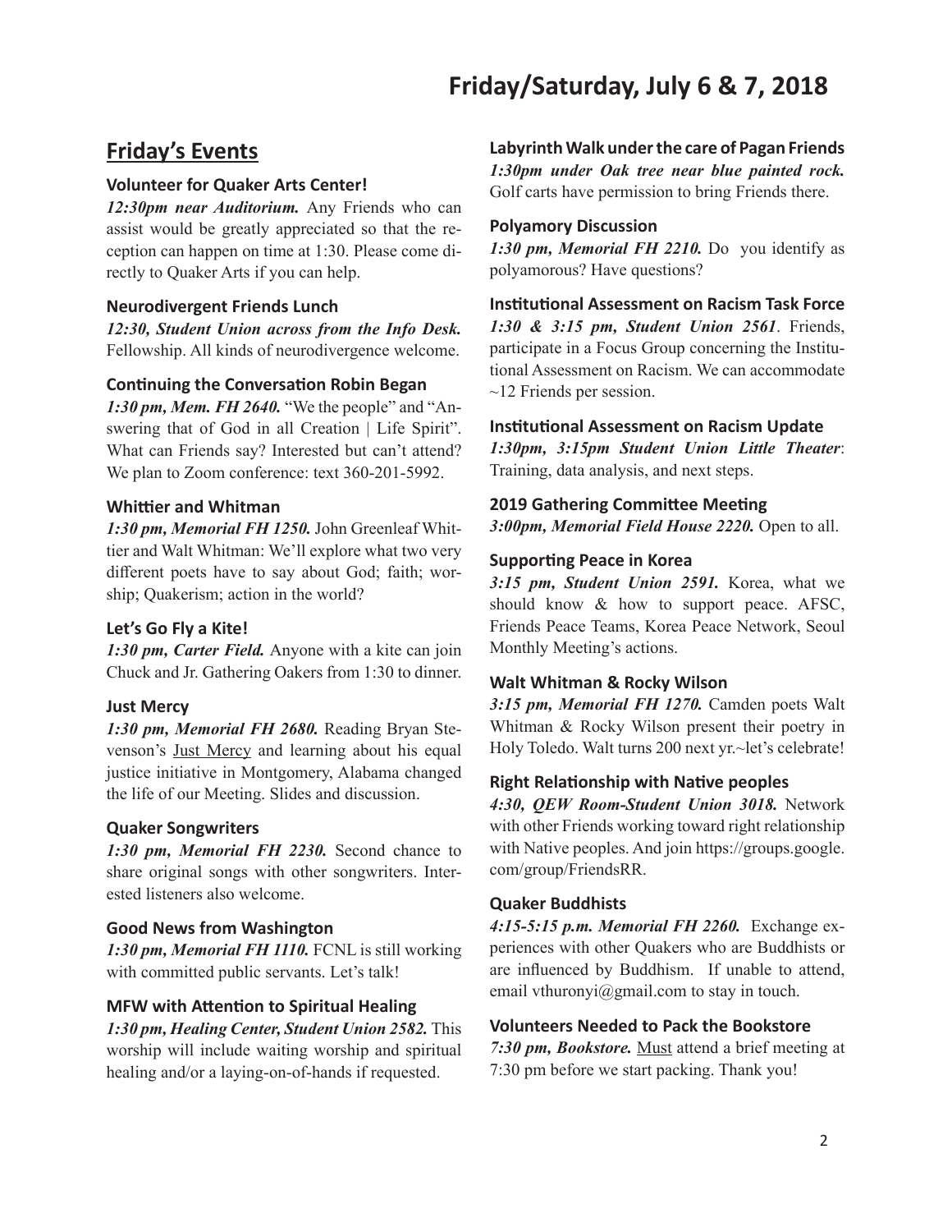# Friday/Saturday, July 6 & 7, 2018

## Friday's Events

### Volunteer for Quaker Arts Center!

***12:30pm near Auditorium.*** Any Friends who can assist would be greatly appreciated so that the reception can happen on time at 1:30. Please come directly to Quaker Arts if you can help.

### Neurodivergent Friends Lunch

***12:30, Student Union across from the Info Desk.*** Fellowship. All kinds of neurodivergence welcome.

### Continuing the Conversation Robin Began

***1:30 pm, Mem. FH 2640.*** "We the people" and "Answering that of God in all Creation | Life Spirit". What can Friends say? Interested but can't attend? We plan to Zoom conference: text 360-201-5992.

### Whittier and Whitman

***1:30 pm, Memorial FH 1250.*** John Greenleaf Whittier and Walt Whitman: We'll explore what two very different poets have to say about God; faith; worship; Quakerism; action in the world?

### Let's Go Fly a Kite!

***1:30 pm, Carter Field.*** Anyone with a kite can join Chuck and Jr. Gathering Oakers from 1:30 to dinner.

### Just Mercy

***1:30 pm, Memorial FH 2680.*** Reading Bryan Stevenson's Just Mercy and learning about his equal justice initiative in Montgomery, Alabama changed the life of our Meeting. Slides and discussion.

### Quaker Songwriters

***1:30 pm, Memorial FH 2230.*** Second chance to share original songs with other songwriters. Interested listeners also welcome.

### Good News from Washington

***1:30 pm, Memorial FH 1110.*** FCNL is still working with committed public servants. Let's talk!

### MFW with Attention to Spiritual Healing

***1:30 pm, Healing Center, Student Union 2582.*** This worship will include waiting worship and spiritual healing and/or a laying-on-of-hands if requested.

### Labyrinth Walk under the care of Pagan Friends

***1:30pm under Oak tree near blue painted rock.*** Golf carts have permission to bring Friends there.

### Polyamory Discussion

***1:30 pm, Memorial FH 2210.*** Do you identify as polyamorous? Have questions?

### Institutional Assessment on Racism Task Force

***1:30 & 3:15 pm, Student Union 2561***. Friends, participate in a Focus Group concerning the Institutional Assessment on Racism. We can accommodate ~12 Friends per session.

### Institutional Assessment on Racism Update

***1:30pm, 3:15pm Student Union Little Theater***: Training, data analysis, and next steps.

### 2019 Gathering Committee Meeting

***3:00pm, Memorial Field House 2220.*** Open to all.

### Supporting Peace in Korea

***3:15 pm, Student Union 2591.*** Korea, what we should know & how to support peace. AFSC, Friends Peace Teams, Korea Peace Network, Seoul Monthly Meeting's actions.

### Walt Whitman & Rocky Wilson

***3:15 pm, Memorial FH 1270.*** Camden poets Walt Whitman & Rocky Wilson present their poetry in Holy Toledo. Walt turns 200 next yr.~let's celebrate!

### Right Relationship with Native peoples

***4:30, QEW Room-Student Union 3018.*** Network with other Friends working toward right relationship with Native peoples. And join https://groups.google.com/group/FriendsRR.

### Quaker Buddhists

***4:15-5:15 p.m. Memorial FH 2260.*** Exchange experiences with other Quakers who are Buddhists or are influenced by Buddhism. If unable to attend, email vthuronyi@gmail.com to stay in touch.

### Volunteers Needed to Pack the Bookstore

***7:30 pm, Bookstore.*** Must attend a brief meeting at 7:30 pm before we start packing. Thank you!